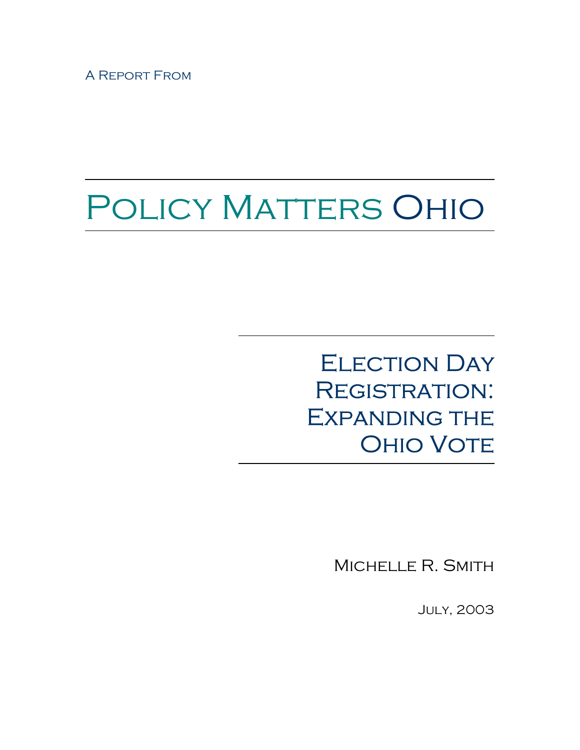A Report From

# Policy Matters Ohio

## Election Day Registration: Expanding the Ohio Vote

Michelle R. Smith

July, 2003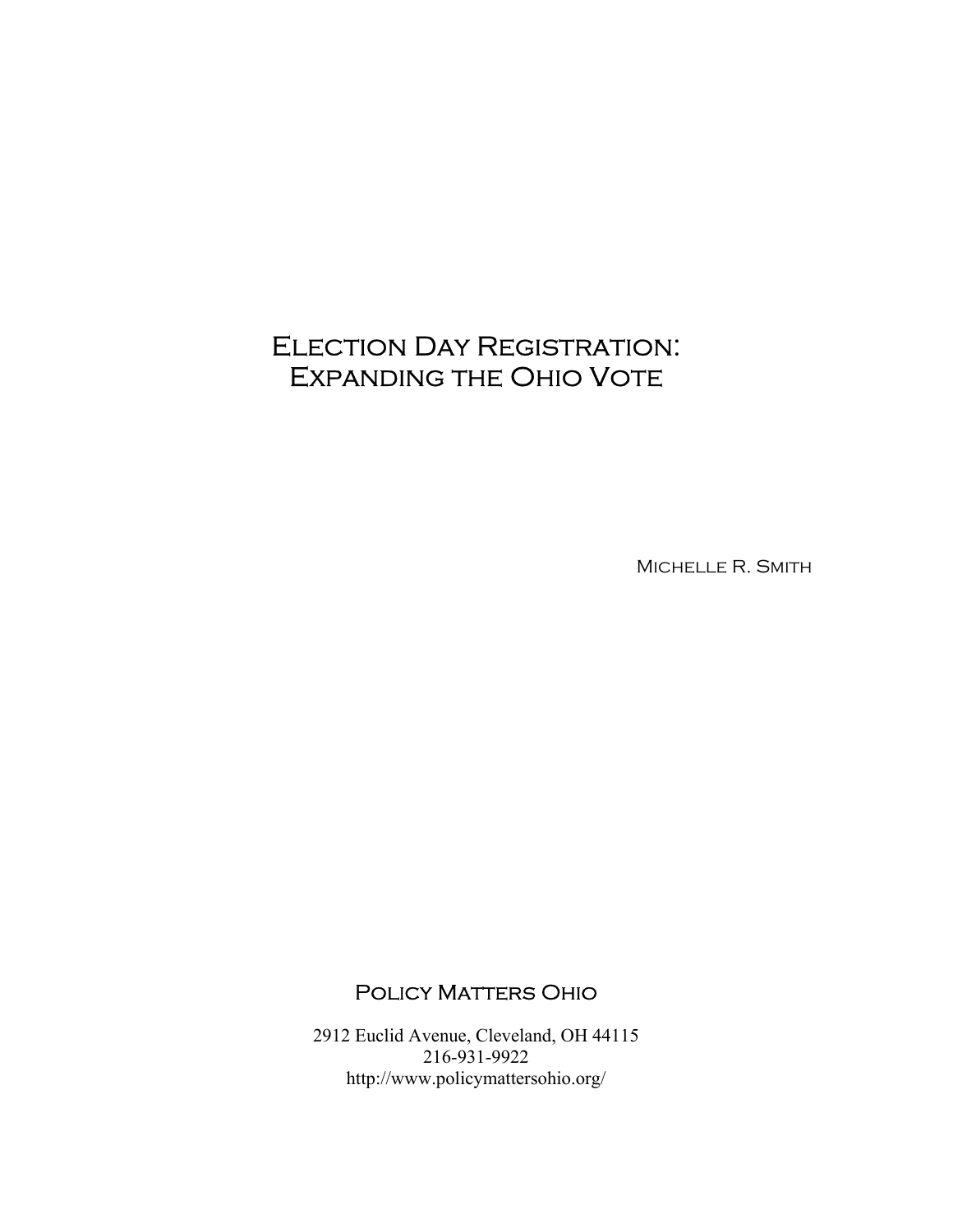# Election Day Registration: Expanding the Ohio Vote

Michelle R. Smith

Policy Matters Ohio

2912 Euclid Avenue, Cleveland, OH 44115
216-931-9922
http://www.policymattersohio.org/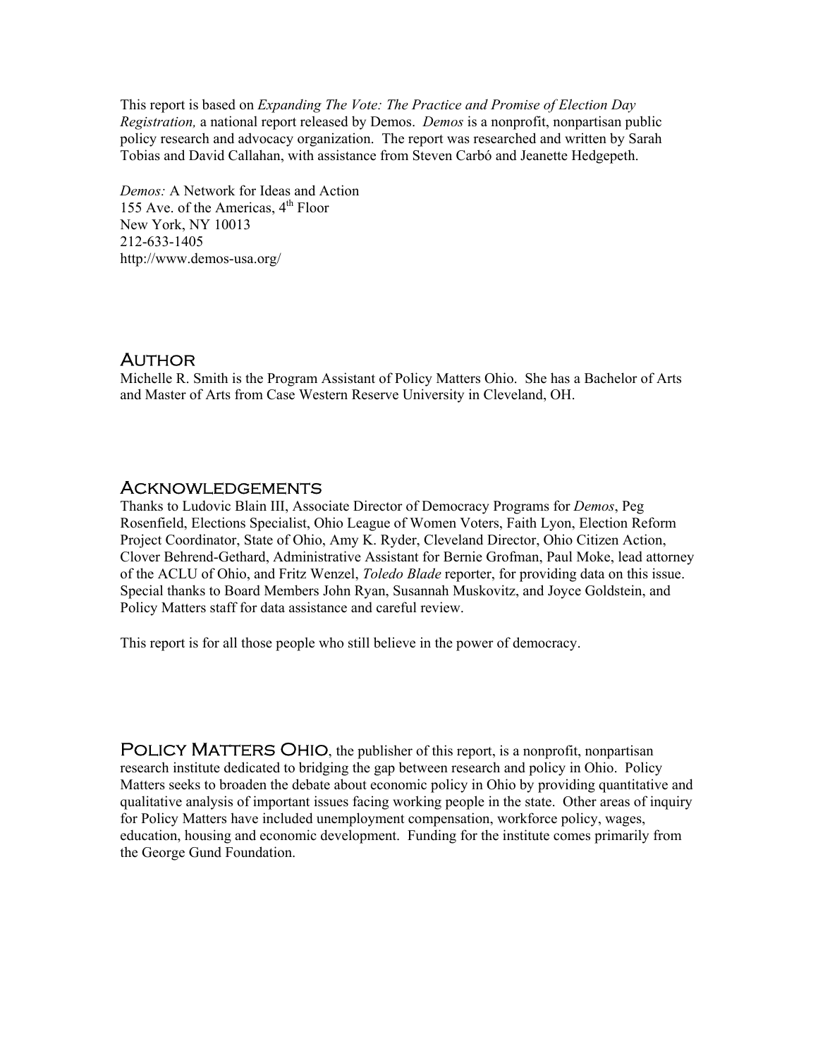This report is based on *Expanding The Vote: The Practice and Promise of Election Day Registration,* a national report released by Demos. *Demos* is a nonprofit, nonpartisan public policy research and advocacy organization. The report was researched and written by Sarah Tobias and David Callahan, with assistance from Steven Carbó and Jeanette Hedgepeth.

*Demos:* A Network for Ideas and Action
155 Ave. of the Americas, 4th Floor
New York, NY 10013
212-633-1405
http://www.demos-usa.org/

## Author

Michelle R. Smith is the Program Assistant of Policy Matters Ohio. She has a Bachelor of Arts and Master of Arts from Case Western Reserve University in Cleveland, OH.

## Acknowledgements

Thanks to Ludovic Blain III, Associate Director of Democracy Programs for *Demos*, Peg Rosenfield, Elections Specialist, Ohio League of Women Voters, Faith Lyon, Election Reform Project Coordinator, State of Ohio, Amy K. Ryder, Cleveland Director, Ohio Citizen Action, Clover Behrend-Gethard, Administrative Assistant for Bernie Grofman, Paul Moke, lead attorney of the ACLU of Ohio, and Fritz Wenzel, *Toledo Blade* reporter, for providing data on this issue. Special thanks to Board Members John Ryan, Susannah Muskovitz, and Joyce Goldstein, and Policy Matters staff for data assistance and careful review.

This report is for all those people who still believe in the power of democracy.

**Policy Matters Ohio**, the publisher of this report, is a nonprofit, nonpartisan research institute dedicated to bridging the gap between research and policy in Ohio. Policy Matters seeks to broaden the debate about economic policy in Ohio by providing quantitative and qualitative analysis of important issues facing working people in the state. Other areas of inquiry for Policy Matters have included unemployment compensation, workforce policy, wages, education, housing and economic development. Funding for the institute comes primarily from the George Gund Foundation.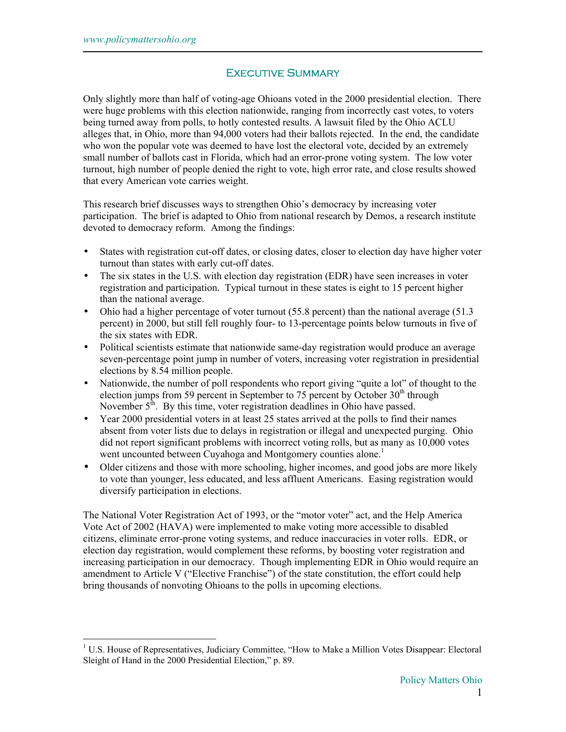# Executive Summary

Only slightly more than half of voting-age Ohioans voted in the 2000 presidential election. There were huge problems with this election nationwide, ranging from incorrectly cast votes, to voters being turned away from polls, to hotly contested results. A lawsuit filed by the Ohio ACLU alleges that, in Ohio, more than 94,000 voters had their ballots rejected. In the end, the candidate who won the popular vote was deemed to have lost the electoral vote, decided by an extremely small number of ballots cast in Florida, which had an error-prone voting system. The low voter turnout, high number of people denied the right to vote, high error rate, and close results showed that every American vote carries weight.

This research brief discusses ways to strengthen Ohio's democracy by increasing voter participation. The brief is adapted to Ohio from national research by Demos, a research institute devoted to democracy reform. Among the findings:

- States with registration cut-off dates, or closing dates, closer to election day have higher voter turnout than states with early cut-off dates.
- The six states in the U.S. with election day registration (EDR) have seen increases in voter registration and participation. Typical turnout in these states is eight to 15 percent higher than the national average.
- Ohio had a higher percentage of voter turnout (55.8 percent) than the national average (51.3 percent) in 2000, but still fell roughly four- to 13-percentage points below turnouts in five of the six states with EDR.
- Political scientists estimate that nationwide same-day registration would produce an average seven-percentage point jump in number of voters, increasing voter registration in presidential elections by 8.54 million people.
- Nationwide, the number of poll respondents who report giving "quite a lot" of thought to the election jumps from 59 percent in September to 75 percent by October 30th through November 5th. By this time, voter registration deadlines in Ohio have passed.
- Year 2000 presidential voters in at least 25 states arrived at the polls to find their names absent from voter lists due to delays in registration or illegal and unexpected purging. Ohio did not report significant problems with incorrect voting rolls, but as many as 10,000 votes went uncounted between Cuyahoga and Montgomery counties alone.[1]
- Older citizens and those with more schooling, higher incomes, and good jobs are more likely to vote than younger, less educated, and less affluent Americans. Easing registration would diversify participation in elections.

The National Voter Registration Act of 1993, or the "motor voter" act, and the Help America Vote Act of 2002 (HAVA) were implemented to make voting more accessible to disabled citizens, eliminate error-prone voting systems, and reduce inaccuracies in voter rolls. EDR, or election day registration, would complement these reforms, by boosting voter registration and increasing participation in our democracy. Though implementing EDR in Ohio would require an amendment to Article V ("Elective Franchise") of the state constitution, the effort could help bring thousands of nonvoting Ohioans to the polls in upcoming elections.

[1] U.S. House of Representatives, Judiciary Committee, "How to Make a Million Votes Disappear: Electoral Sleight of Hand in the 2000 Presidential Election," p. 89.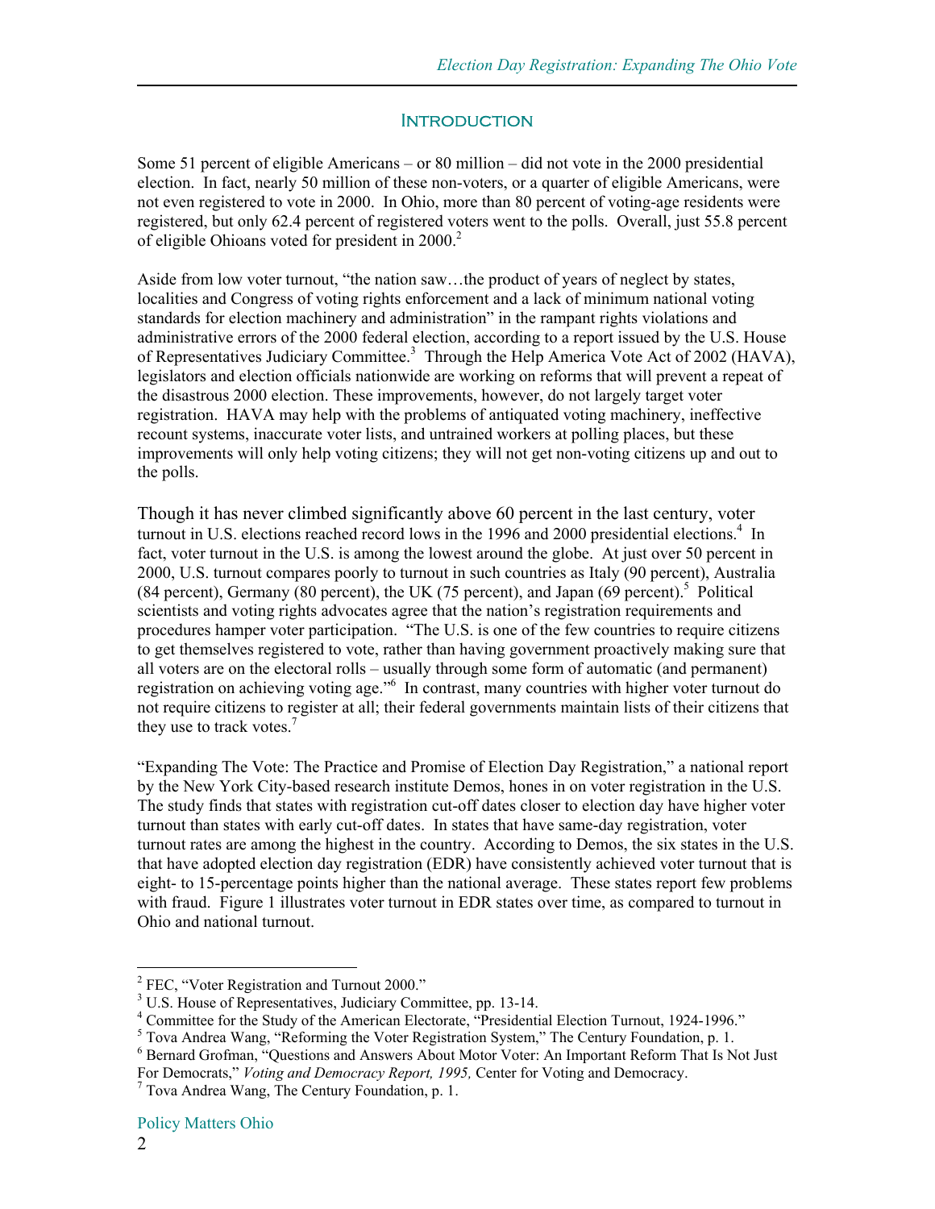## Introduction

Some 51 percent of eligible Americans – or 80 million – did not vote in the 2000 presidential election. In fact, nearly 50 million of these non-voters, or a quarter of eligible Americans, were not even registered to vote in 2000. In Ohio, more than 80 percent of voting-age residents were registered, but only 62.4 percent of registered voters went to the polls. Overall, just 55.8 percent of eligible Ohioans voted for president in 2000.[2]

Aside from low voter turnout, "the nation saw…the product of years of neglect by states, localities and Congress of voting rights enforcement and a lack of minimum national voting standards for election machinery and administration" in the rampant rights violations and administrative errors of the 2000 federal election, according to a report issued by the U.S. House of Representatives Judiciary Committee.[3] Through the Help America Vote Act of 2002 (HAVA), legislators and election officials nationwide are working on reforms that will prevent a repeat of the disastrous 2000 election. These improvements, however, do not largely target voter registration. HAVA may help with the problems of antiquated voting machinery, ineffective recount systems, inaccurate voter lists, and untrained workers at polling places, but these improvements will only help voting citizens; they will not get non-voting citizens up and out to the polls.

Though it has never climbed significantly above 60 percent in the last century, voter turnout in U.S. elections reached record lows in the 1996 and 2000 presidential elections.[4] In fact, voter turnout in the U.S. is among the lowest around the globe. At just over 50 percent in 2000, U.S. turnout compares poorly to turnout in such countries as Italy (90 percent), Australia (84 percent), Germany (80 percent), the UK (75 percent), and Japan (69 percent).[5] Political scientists and voting rights advocates agree that the nation's registration requirements and procedures hamper voter participation. "The U.S. is one of the few countries to require citizens to get themselves registered to vote, rather than having government proactively making sure that all voters are on the electoral rolls – usually through some form of automatic (and permanent) registration on achieving voting age."[6] In contrast, many countries with higher voter turnout do not require citizens to register at all; their federal governments maintain lists of their citizens that they use to track votes.[7]

"Expanding The Vote: The Practice and Promise of Election Day Registration," a national report by the New York City-based research institute Demos, hones in on voter registration in the U.S. The study finds that states with registration cut-off dates closer to election day have higher voter turnout than states with early cut-off dates. In states that have same-day registration, voter turnout rates are among the highest in the country. According to Demos, the six states in the U.S. that have adopted election day registration (EDR) have consistently achieved voter turnout that is eight- to 15-percentage points higher than the national average. These states report few problems with fraud. Figure 1 illustrates voter turnout in EDR states over time, as compared to turnout in Ohio and national turnout.

---

[2] FEC, "Voter Registration and Turnout 2000."

[3] U.S. House of Representatives, Judiciary Committee, pp. 13-14.

[4] Committee for the Study of the American Electorate, "Presidential Election Turnout, 1924-1996."

[5] Tova Andrea Wang, "Reforming the Voter Registration System," The Century Foundation, p. 1.

[6] Bernard Grofman, "Questions and Answers About Motor Voter: An Important Reform That Is Not Just For Democrats," *Voting and Democracy Report, 1995,* Center for Voting and Democracy.

[7] Tova Andrea Wang, The Century Foundation, p. 1.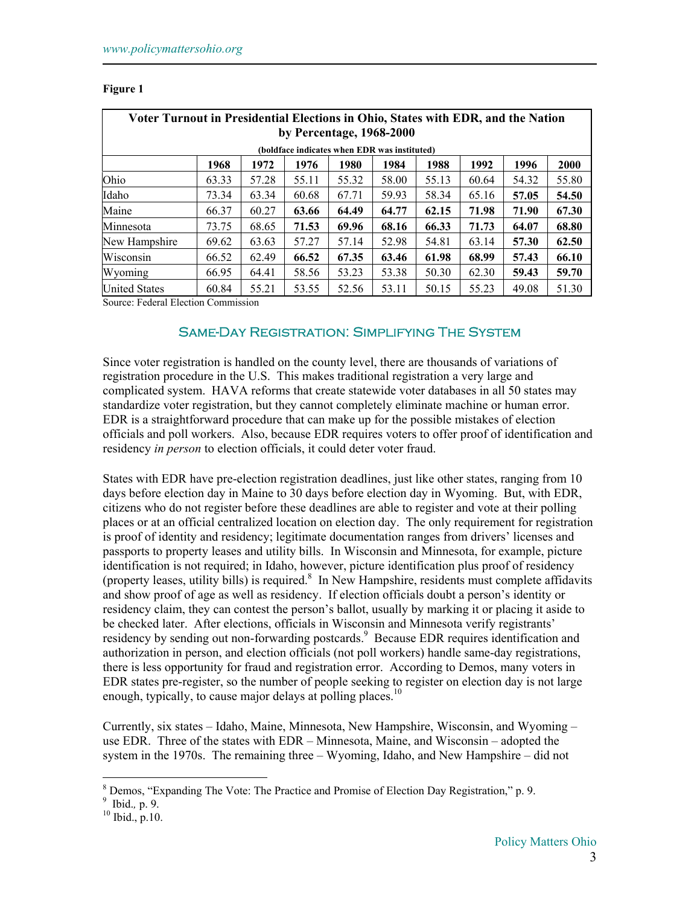**Figure 1**

| Voter Turnout in Presidential Elections in Ohio, States with EDR, and the Nation by Percentage, 1968-2000 (boldface indicates when EDR was instituted) | | | | | | | | | |
|---|---|---|---|---|---|---|---|---|---|
| | 1968 | 1972 | 1976 | 1980 | 1984 | 1988 | 1992 | 1996 | 2000 |
| Ohio | 63.33 | 57.28 | 55.11 | 55.32 | 58.00 | 55.13 | 60.64 | 54.32 | 55.80 |
| Idaho | 73.34 | 63.34 | 60.68 | 67.71 | 59.93 | 58.34 | 65.16 | **57.05** | **54.50** |
| Maine | 66.37 | 60.27 | **63.66** | **64.49** | **64.77** | **62.15** | **71.98** | **71.90** | **67.30** |
| Minnesota | 73.75 | 68.65 | **71.53** | **69.96** | **68.16** | **66.33** | **71.73** | **64.07** | **68.80** |
| New Hampshire | 69.62 | 63.63 | 57.27 | 57.14 | 52.98 | 54.81 | 63.14 | **57.30** | **62.50** |
| Wisconsin | 66.52 | 62.49 | **66.52** | **67.35** | **63.46** | **61.98** | **68.99** | **57.43** | **66.10** |
| Wyoming | 66.95 | 64.41 | 58.56 | 53.23 | 53.38 | 50.30 | 62.30 | **59.43** | **59.70** |
| United States | 60.84 | 55.21 | 53.55 | 52.56 | 53.11 | 50.15 | 55.23 | 49.08 | 51.30 |

Source: Federal Election Commission

## Same-Day Registration: Simplifying The System

Since voter registration is handled on the county level, there are thousands of variations of registration procedure in the U.S. This makes traditional registration a very large and complicated system. HAVA reforms that create statewide voter databases in all 50 states may standardize voter registration, but they cannot completely eliminate machine or human error. EDR is a straightforward procedure that can make up for the possible mistakes of election officials and poll workers. Also, because EDR requires voters to offer proof of identification and residency *in person* to election officials, it could deter voter fraud.

States with EDR have pre-election registration deadlines, just like other states, ranging from 10 days before election day in Maine to 30 days before election day in Wyoming. But, with EDR, citizens who do not register before these deadlines are able to register and vote at their polling places or at an official centralized location on election day. The only requirement for registration is proof of identity and residency; legitimate documentation ranges from drivers' licenses and passports to property leases and utility bills. In Wisconsin and Minnesota, for example, picture identification is not required; in Idaho, however, picture identification plus proof of residency (property leases, utility bills) is required.[8] In New Hampshire, residents must complete affidavits and show proof of age as well as residency. If election officials doubt a person's identity or residency claim, they can contest the person's ballot, usually by marking it or placing it aside to be checked later. After elections, officials in Wisconsin and Minnesota verify registrants' residency by sending out non-forwarding postcards.[9] Because EDR requires identification and authorization in person, and election officials (not poll workers) handle same-day registrations, there is less opportunity for fraud and registration error. According to Demos, many voters in EDR states pre-register, so the number of people seeking to register on election day is not large enough, typically, to cause major delays at polling places.[10]

Currently, six states – Idaho, Maine, Minnesota, New Hampshire, Wisconsin, and Wyoming – use EDR. Three of the states with EDR – Minnesota, Maine, and Wisconsin – adopted the system in the 1970s. The remaining three – Wyoming, Idaho, and New Hampshire – did not

[8] Demos, "Expanding The Vote: The Practice and Promise of Election Day Registration," p. 9.

[9] Ibid., p. 9.

[10] Ibid., p.10.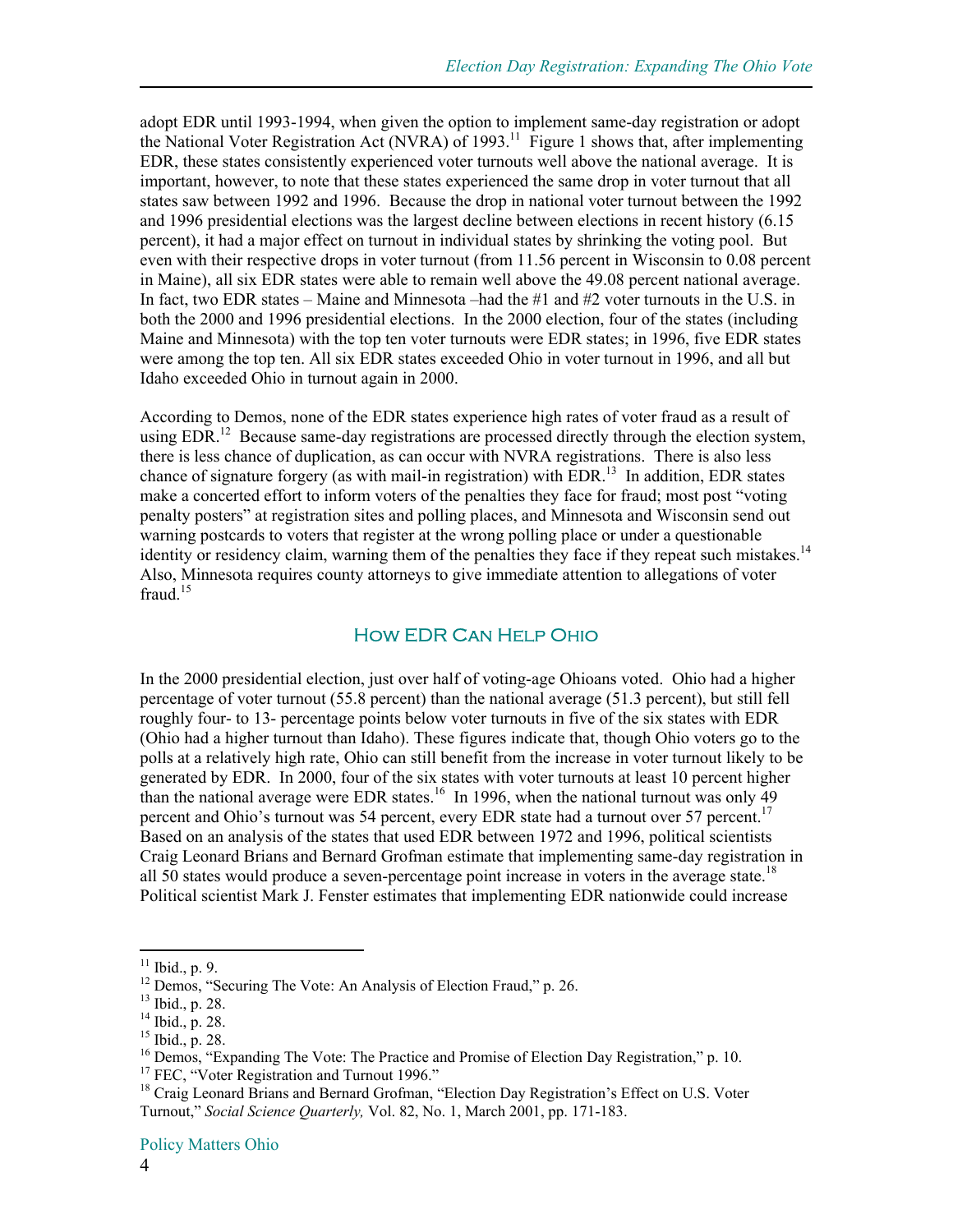adopt EDR until 1993-1994, when given the option to implement same-day registration or adopt the National Voter Registration Act (NVRA) of 1993.[11] Figure 1 shows that, after implementing EDR, these states consistently experienced voter turnouts well above the national average. It is important, however, to note that these states experienced the same drop in voter turnout that all states saw between 1992 and 1996. Because the drop in national voter turnout between the 1992 and 1996 presidential elections was the largest decline between elections in recent history (6.15 percent), it had a major effect on turnout in individual states by shrinking the voting pool. But even with their respective drops in voter turnout (from 11.56 percent in Wisconsin to 0.08 percent in Maine), all six EDR states were able to remain well above the 49.08 percent national average. In fact, two EDR states – Maine and Minnesota –had the #1 and #2 voter turnouts in the U.S. in both the 2000 and 1996 presidential elections. In the 2000 election, four of the states (including Maine and Minnesota) with the top ten voter turnouts were EDR states; in 1996, five EDR states were among the top ten. All six EDR states exceeded Ohio in voter turnout in 1996, and all but Idaho exceeded Ohio in turnout again in 2000.

According to Demos, none of the EDR states experience high rates of voter fraud as a result of using EDR.[12] Because same-day registrations are processed directly through the election system, there is less chance of duplication, as can occur with NVRA registrations. There is also less chance of signature forgery (as with mail-in registration) with EDR.[13] In addition, EDR states make a concerted effort to inform voters of the penalties they face for fraud; most post "voting penalty posters" at registration sites and polling places, and Minnesota and Wisconsin send out warning postcards to voters that register at the wrong polling place or under a questionable identity or residency claim, warning them of the penalties they face if they repeat such mistakes.[14] Also, Minnesota requires county attorneys to give immediate attention to allegations of voter fraud.[15]

## How EDR Can Help Ohio

In the 2000 presidential election, just over half of voting-age Ohioans voted. Ohio had a higher percentage of voter turnout (55.8 percent) than the national average (51.3 percent), but still fell roughly four- to 13- percentage points below voter turnouts in five of the six states with EDR (Ohio had a higher turnout than Idaho). These figures indicate that, though Ohio voters go to the polls at a relatively high rate, Ohio can still benefit from the increase in voter turnout likely to be generated by EDR. In 2000, four of the six states with voter turnouts at least 10 percent higher than the national average were EDR states.[16] In 1996, when the national turnout was only 49 percent and Ohio's turnout was 54 percent, every EDR state had a turnout over 57 percent.[17] Based on an analysis of the states that used EDR between 1972 and 1996, political scientists Craig Leonard Brians and Bernard Grofman estimate that implementing same-day registration in all 50 states would produce a seven-percentage point increase in voters in the average state.[18] Political scientist Mark J. Fenster estimates that implementing EDR nationwide could increase

---

[11] Ibid., p. 9.

[12] Demos, "Securing The Vote: An Analysis of Election Fraud," p. 26.

[13] Ibid., p. 28.

[14] Ibid., p. 28.

[15] Ibid., p. 28.

[16] Demos, "Expanding The Vote: The Practice and Promise of Election Day Registration," p. 10.

[17] FEC, "Voter Registration and Turnout 1996."

[18] Craig Leonard Brians and Bernard Grofman, "Election Day Registration's Effect on U.S. Voter Turnout," *Social Science Quarterly,* Vol. 82, No. 1, March 2001, pp. 171-183.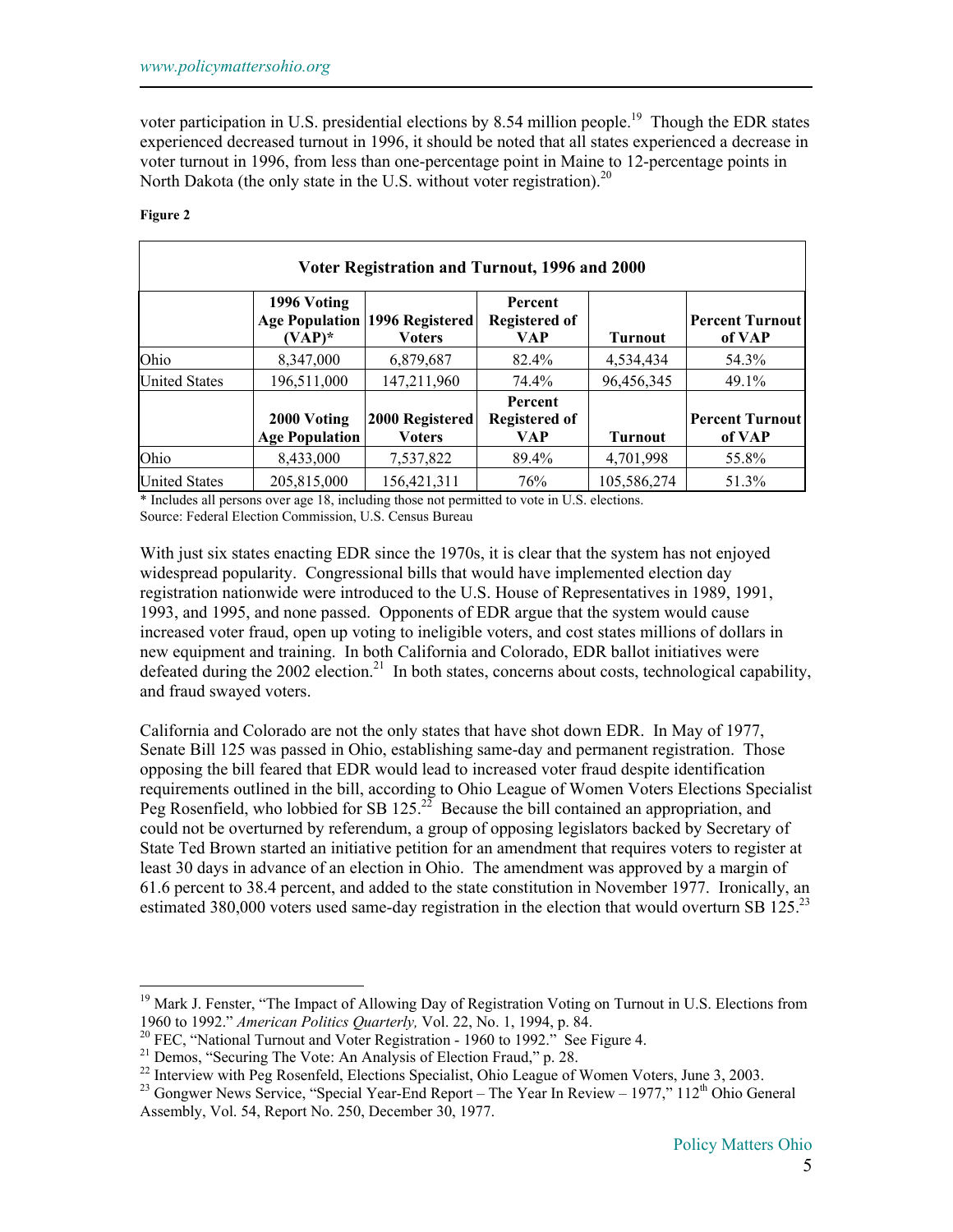voter participation in U.S. presidential elections by 8.54 million people.[19] Though the EDR states experienced decreased turnout in 1996, it should be noted that all states experienced a decrease in voter turnout in 1996, from less than one-percentage point in Maine to 12-percentage points in North Dakota (the only state in the U.S. without voter registration).[20]

**Figure 2**

| Voter Registration and Turnout, 1996 and 2000 | | | | | |
|---|---|---|---|---|---|
| | **1996 Voting Age Population (VAP)*** | **1996 Registered Voters** | **Percent Registered of VAP** | **Turnout** | **Percent Turnout of VAP** |
| Ohio | 8,347,000 | 6,879,687 | 82.4% | 4,534,434 | 54.3% |
| United States | 196,511,000 | 147,211,960 | 74.4% | 96,456,345 | 49.1% |
| | **2000 Voting Age Population** | **2000 Registered Voters** | **Percent Registered of VAP** | **Turnout** | **Percent Turnout of VAP** |
| Ohio | 8,433,000 | 7,537,822 | 89.4% | 4,701,998 | 55.8% |
| United States | 205,815,000 | 156,421,311 | 76% | 105,586,274 | 51.3% |

\* Includes all persons over age 18, including those not permitted to vote in U.S. elections.
Source: Federal Election Commission, U.S. Census Bureau

With just six states enacting EDR since the 1970s, it is clear that the system has not enjoyed widespread popularity. Congressional bills that would have implemented election day registration nationwide were introduced to the U.S. House of Representatives in 1989, 1991, 1993, and 1995, and none passed. Opponents of EDR argue that the system would cause increased voter fraud, open up voting to ineligible voters, and cost states millions of dollars in new equipment and training. In both California and Colorado, EDR ballot initiatives were defeated during the 2002 election.[21] In both states, concerns about costs, technological capability, and fraud swayed voters.

California and Colorado are not the only states that have shot down EDR. In May of 1977, Senate Bill 125 was passed in Ohio, establishing same-day and permanent registration. Those opposing the bill feared that EDR would lead to increased voter fraud despite identification requirements outlined in the bill, according to Ohio League of Women Voters Elections Specialist Peg Rosenfield, who lobbied for SB 125.[22] Because the bill contained an appropriation, and could not be overturned by referendum, a group of opposing legislators backed by Secretary of State Ted Brown started an initiative petition for an amendment that requires voters to register at least 30 days in advance of an election in Ohio. The amendment was approved by a margin of 61.6 percent to 38.4 percent, and added to the state constitution in November 1977. Ironically, an estimated 380,000 voters used same-day registration in the election that would overturn SB 125.[23]

---

[19] Mark J. Fenster, "The Impact of Allowing Day of Registration Voting on Turnout in U.S. Elections from 1960 to 1992." *American Politics Quarterly,* Vol. 22, No. 1, 1994, p. 84.
[20] FEC, "National Turnout and Voter Registration - 1960 to 1992." See Figure 4.
[21] Demos, "Securing The Vote: An Analysis of Election Fraud," p. 28.
[22] Interview with Peg Rosenfeld, Elections Specialist, Ohio League of Women Voters, June 3, 2003.
[23] Gongwer News Service, "Special Year-End Report – The Year In Review – 1977," 112th Ohio General Assembly, Vol. 54, Report No. 250, December 30, 1977.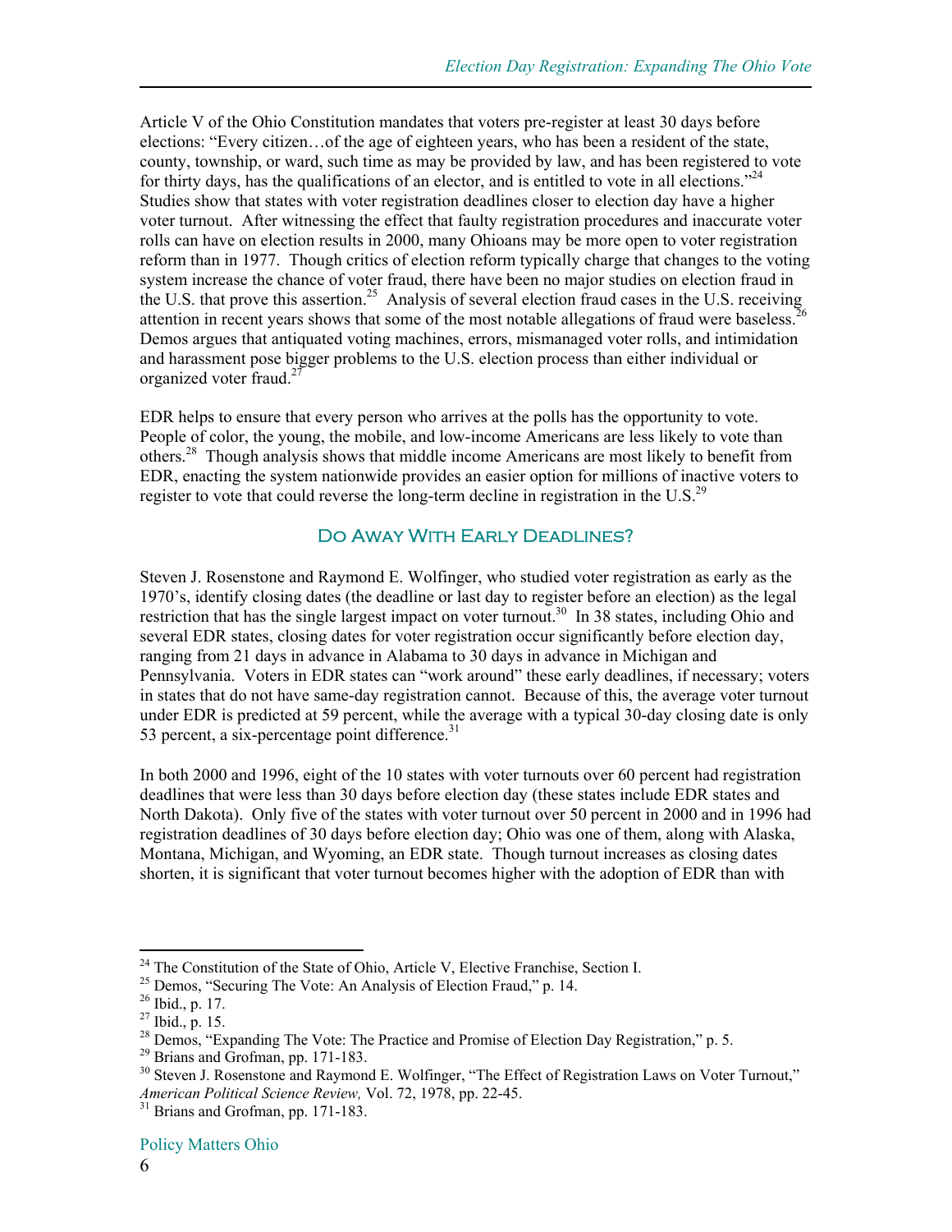Article V of the Ohio Constitution mandates that voters pre-register at least 30 days before elections: "Every citizen…of the age of eighteen years, who has been a resident of the state, county, township, or ward, such time as may be provided by law, and has been registered to vote for thirty days, has the qualifications of an elector, and is entitled to vote in all elections."[24] Studies show that states with voter registration deadlines closer to election day have a higher voter turnout. After witnessing the effect that faulty registration procedures and inaccurate voter rolls can have on election results in 2000, many Ohioans may be more open to voter registration reform than in 1977. Though critics of election reform typically charge that changes to the voting system increase the chance of voter fraud, there have been no major studies on election fraud in the U.S. that prove this assertion.[25] Analysis of several election fraud cases in the U.S. receiving attention in recent years shows that some of the most notable allegations of fraud were baseless.[26] Demos argues that antiquated voting machines, errors, mismanaged voter rolls, and intimidation and harassment pose bigger problems to the U.S. election process than either individual or organized voter fraud.[27]

EDR helps to ensure that every person who arrives at the polls has the opportunity to vote. People of color, the young, the mobile, and low-income Americans are less likely to vote than others.[28] Though analysis shows that middle income Americans are most likely to benefit from EDR, enacting the system nationwide provides an easier option for millions of inactive voters to register to vote that could reverse the long-term decline in registration in the U.S.[29]

## Do Away With Early Deadlines?

Steven J. Rosenstone and Raymond E. Wolfinger, who studied voter registration as early as the 1970's, identify closing dates (the deadline or last day to register before an election) as the legal restriction that has the single largest impact on voter turnout.[30] In 38 states, including Ohio and several EDR states, closing dates for voter registration occur significantly before election day, ranging from 21 days in advance in Alabama to 30 days in advance in Michigan and Pennsylvania. Voters in EDR states can "work around" these early deadlines, if necessary; voters in states that do not have same-day registration cannot. Because of this, the average voter turnout under EDR is predicted at 59 percent, while the average with a typical 30-day closing date is only 53 percent, a six-percentage point difference.[31]

In both 2000 and 1996, eight of the 10 states with voter turnouts over 60 percent had registration deadlines that were less than 30 days before election day (these states include EDR states and North Dakota). Only five of the states with voter turnout over 50 percent in 2000 and in 1996 had registration deadlines of 30 days before election day; Ohio was one of them, along with Alaska, Montana, Michigan, and Wyoming, an EDR state. Though turnout increases as closing dates shorten, it is significant that voter turnout becomes higher with the adoption of EDR than with

[24] The Constitution of the State of Ohio, Article V, Elective Franchise, Section I.
[25] Demos, "Securing The Vote: An Analysis of Election Fraud," p. 14.
[26] Ibid., p. 17.
[27] Ibid., p. 15.
[28] Demos, "Expanding The Vote: The Practice and Promise of Election Day Registration," p. 5.
[29] Brians and Grofman, pp. 171-183.
[30] Steven J. Rosenstone and Raymond E. Wolfinger, "The Effect of Registration Laws on Voter Turnout," *American Political Science Review,* Vol. 72, 1978, pp. 22-45.
[31] Brians and Grofman, pp. 171-183.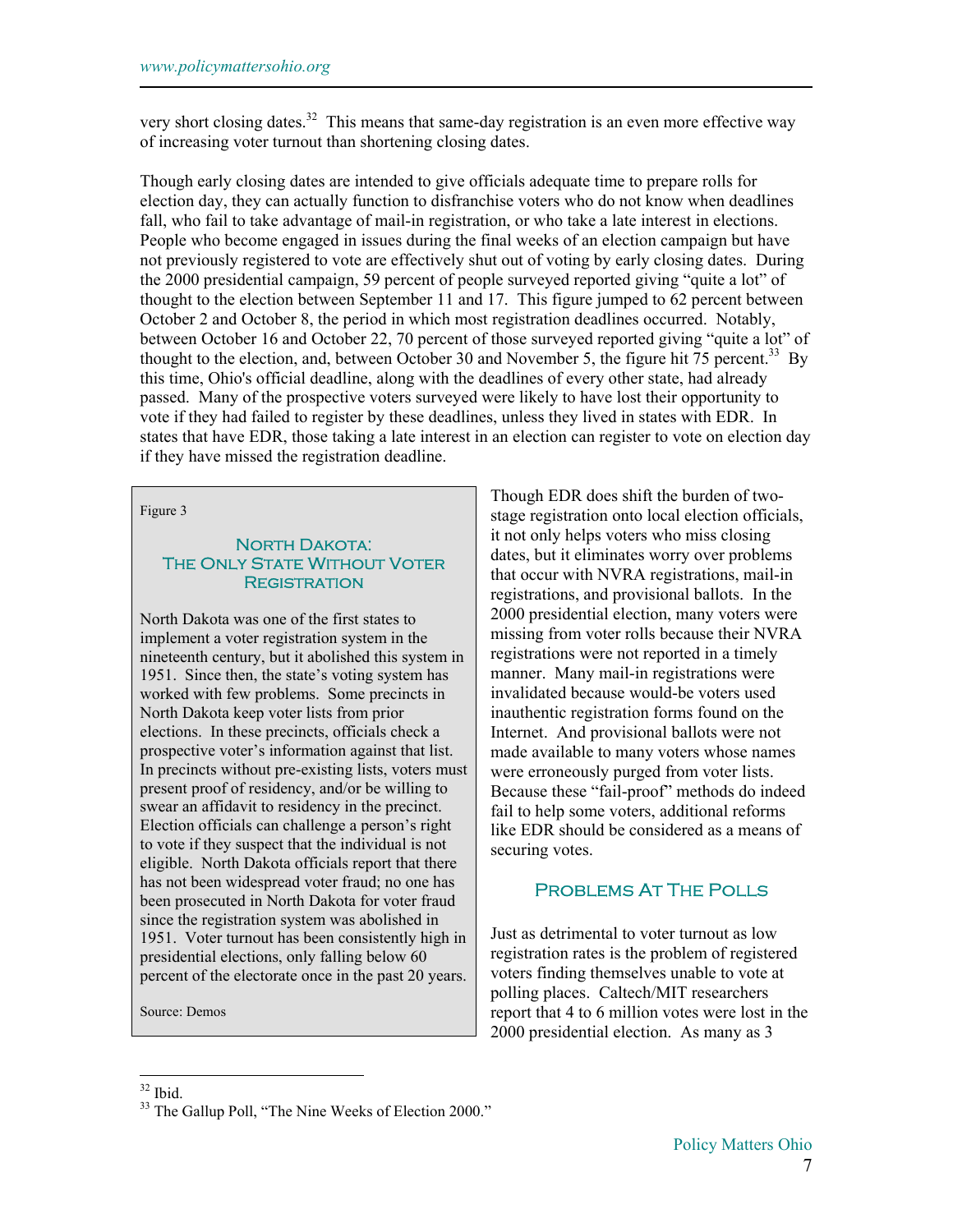very short closing dates.[32] This means that same-day registration is an even more effective way of increasing voter turnout than shortening closing dates.

Though early closing dates are intended to give officials adequate time to prepare rolls for election day, they can actually function to disfranchise voters who do not know when deadlines fall, who fail to take advantage of mail-in registration, or who take a late interest in elections. People who become engaged in issues during the final weeks of an election campaign but have not previously registered to vote are effectively shut out of voting by early closing dates. During the 2000 presidential campaign, 59 percent of people surveyed reported giving "quite a lot" of thought to the election between September 11 and 17. This figure jumped to 62 percent between October 2 and October 8, the period in which most registration deadlines occurred. Notably, between October 16 and October 22, 70 percent of those surveyed reported giving "quite a lot" of thought to the election, and, between October 30 and November 5, the figure hit 75 percent.[33] By this time, Ohio's official deadline, along with the deadlines of every other state, had already passed. Many of the prospective voters surveyed were likely to have lost their opportunity to vote if they had failed to register by these deadlines, unless they lived in states with EDR. In states that have EDR, those taking a late interest in an election can register to vote on election day if they have missed the registration deadline.

Figure 3

### North Dakota: The Only State Without Voter Registration

North Dakota was one of the first states to implement a voter registration system in the nineteenth century, but it abolished this system in 1951. Since then, the state's voting system has worked with few problems. Some precincts in North Dakota keep voter lists from prior elections. In these precincts, officials check a prospective voter's information against that list. In precincts without pre-existing lists, voters must present proof of residency, and/or be willing to swear an affidavit to residency in the precinct. Election officials can challenge a person's right to vote if they suspect that the individual is not eligible. North Dakota officials report that there has not been widespread voter fraud; no one has been prosecuted in North Dakota for voter fraud since the registration system was abolished in 1951. Voter turnout has been consistently high in presidential elections, only falling below 60 percent of the electorate once in the past 20 years.

Source: Demos

Though EDR does shift the burden of two-stage registration onto local election officials, it not only helps voters who miss closing dates, but it eliminates worry over problems that occur with NVRA registrations, mail-in registrations, and provisional ballots. In the 2000 presidential election, many voters were missing from voter rolls because their NVRA registrations were not reported in a timely manner. Many mail-in registrations were invalidated because would-be voters used inauthentic registration forms found on the Internet. And provisional ballots were not made available to many voters whose names were erroneously purged from voter lists. Because these "fail-proof" methods do indeed fail to help some voters, additional reforms like EDR should be considered as a means of securing votes.

## Problems At The Polls

Just as detrimental to voter turnout as low registration rates is the problem of registered voters finding themselves unable to vote at polling places. Caltech/MIT researchers report that 4 to 6 million votes were lost in the 2000 presidential election. As many as 3

---

[32] Ibid.

[33] The Gallup Poll, "The Nine Weeks of Election 2000."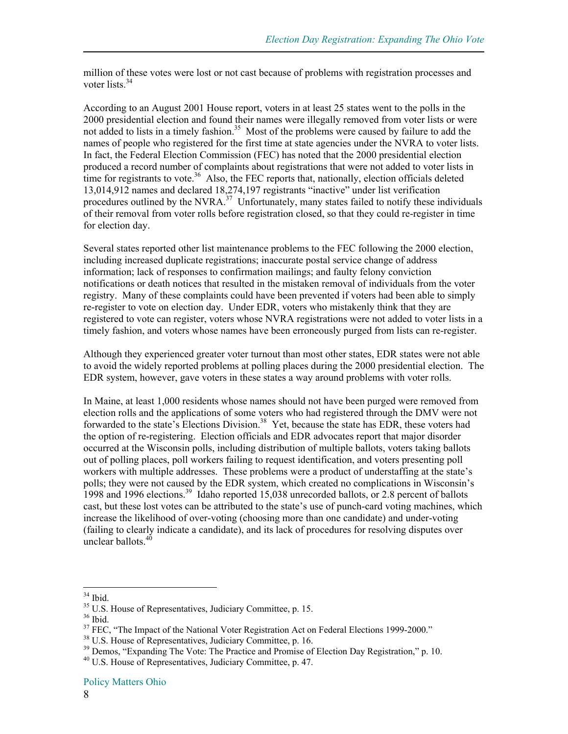million of these votes were lost or not cast because of problems with registration processes and voter lists.[34]

According to an August 2001 House report, voters in at least 25 states went to the polls in the 2000 presidential election and found their names were illegally removed from voter lists or were not added to lists in a timely fashion.[35] Most of the problems were caused by failure to add the names of people who registered for the first time at state agencies under the NVRA to voter lists. In fact, the Federal Election Commission (FEC) has noted that the 2000 presidential election produced a record number of complaints about registrations that were not added to voter lists in time for registrants to vote.[36] Also, the FEC reports that, nationally, election officials deleted 13,014,912 names and declared 18,274,197 registrants "inactive" under list verification procedures outlined by the NVRA.[37] Unfortunately, many states failed to notify these individuals of their removal from voter rolls before registration closed, so that they could re-register in time for election day.

Several states reported other list maintenance problems to the FEC following the 2000 election, including increased duplicate registrations; inaccurate postal service change of address information; lack of responses to confirmation mailings; and faulty felony conviction notifications or death notices that resulted in the mistaken removal of individuals from the voter registry. Many of these complaints could have been prevented if voters had been able to simply re-register to vote on election day. Under EDR, voters who mistakenly think that they are registered to vote can register, voters whose NVRA registrations were not added to voter lists in a timely fashion, and voters whose names have been erroneously purged from lists can re-register.

Although they experienced greater voter turnout than most other states, EDR states were not able to avoid the widely reported problems at polling places during the 2000 presidential election. The EDR system, however, gave voters in these states a way around problems with voter rolls.

In Maine, at least 1,000 residents whose names should not have been purged were removed from election rolls and the applications of some voters who had registered through the DMV were not forwarded to the state's Elections Division.[38] Yet, because the state has EDR, these voters had the option of re-registering. Election officials and EDR advocates report that major disorder occurred at the Wisconsin polls, including distribution of multiple ballots, voters taking ballots out of polling places, poll workers failing to request identification, and voters presenting poll workers with multiple addresses. These problems were a product of understaffing at the state's polls; they were not caused by the EDR system, which created no complications in Wisconsin's 1998 and 1996 elections.[39] Idaho reported 15,038 unrecorded ballots, or 2.8 percent of ballots cast, but these lost votes can be attributed to the state's use of punch-card voting machines, which increase the likelihood of over-voting (choosing more than one candidate) and under-voting (failing to clearly indicate a candidate), and its lack of procedures for resolving disputes over unclear ballots.[40]

---

[34] Ibid.

[35] U.S. House of Representatives, Judiciary Committee, p. 15.

[36] Ibid.

[37] FEC, "The Impact of the National Voter Registration Act on Federal Elections 1999-2000."

[38] U.S. House of Representatives, Judiciary Committee, p. 16.

[39] Demos, "Expanding The Vote: The Practice and Promise of Election Day Registration," p. 10.

[40] U.S. House of Representatives, Judiciary Committee, p. 47.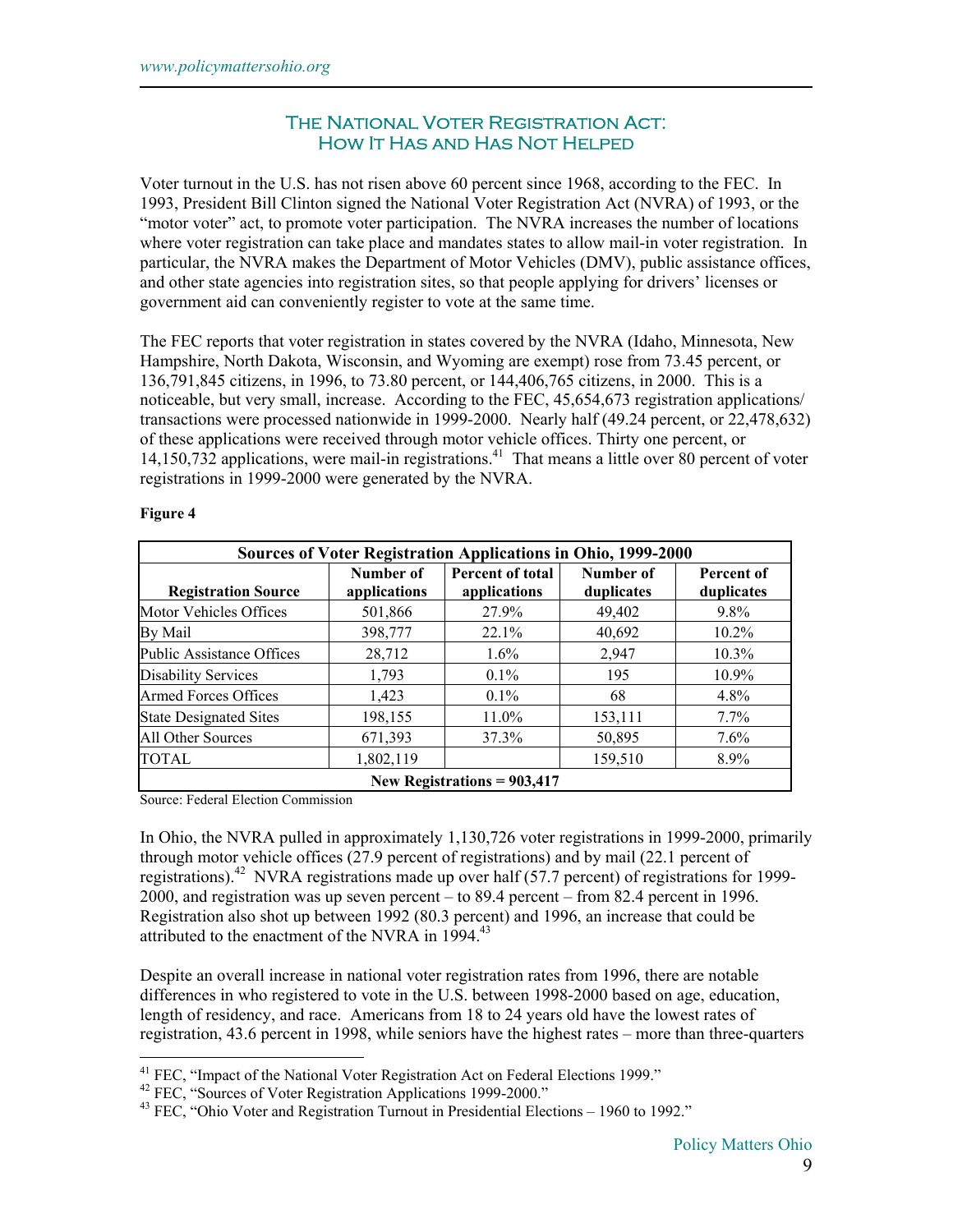## The National Voter Registration Act: How It Has and Has Not Helped

Voter turnout in the U.S. has not risen above 60 percent since 1968, according to the FEC. In 1993, President Bill Clinton signed the National Voter Registration Act (NVRA) of 1993, or the "motor voter" act, to promote voter participation. The NVRA increases the number of locations where voter registration can take place and mandates states to allow mail-in voter registration. In particular, the NVRA makes the Department of Motor Vehicles (DMV), public assistance offices, and other state agencies into registration sites, so that people applying for drivers' licenses or government aid can conveniently register to vote at the same time.

The FEC reports that voter registration in states covered by the NVRA (Idaho, Minnesota, New Hampshire, North Dakota, Wisconsin, and Wyoming are exempt) rose from 73.45 percent, or 136,791,845 citizens, in 1996, to 73.80 percent, or 144,406,765 citizens, in 2000. This is a noticeable, but very small, increase. According to the FEC, 45,654,673 registration applications/ transactions were processed nationwide in 1999-2000. Nearly half (49.24 percent, or 22,478,632) of these applications were received through motor vehicle offices. Thirty one percent, or 14,150,732 applications, were mail-in registrations.[41] That means a little over 80 percent of voter registrations in 1999-2000 were generated by the NVRA.

**Figure 4**

| Sources of Voter Registration Applications in Ohio, 1999-2000 | | | | |
|---|---|---|---|---|
| **Registration Source** | **Number of applications** | **Percent of total applications** | **Number of duplicates** | **Percent of duplicates** |
| Motor Vehicles Offices | 501,866 | 27.9% | 49,402 | 9.8% |
| By Mail | 398,777 | 22.1% | 40,692 | 10.2% |
| Public Assistance Offices | 28,712 | 1.6% | 2,947 | 10.3% |
| Disability Services | 1,793 | 0.1% | 195 | 10.9% |
| Armed Forces Offices | 1,423 | 0.1% | 68 | 4.8% |
| State Designated Sites | 198,155 | 11.0% | 153,111 | 7.7% |
| All Other Sources | 671,393 | 37.3% | 50,895 | 7.6% |
| TOTAL | 1,802,119 | | 159,510 | 8.9% |
| **New Registrations = 903,417** | | | | |

Source: Federal Election Commission

In Ohio, the NVRA pulled in approximately 1,130,726 voter registrations in 1999-2000, primarily through motor vehicle offices (27.9 percent of registrations) and by mail (22.1 percent of registrations).[42] NVRA registrations made up over half (57.7 percent) of registrations for 1999-2000, and registration was up seven percent – to 89.4 percent – from 82.4 percent in 1996. Registration also shot up between 1992 (80.3 percent) and 1996, an increase that could be attributed to the enactment of the NVRA in 1994.[43]

Despite an overall increase in national voter registration rates from 1996, there are notable differences in who registered to vote in the U.S. between 1998-2000 based on age, education, length of residency, and race. Americans from 18 to 24 years old have the lowest rates of registration, 43.6 percent in 1998, while seniors have the highest rates – more than three-quarters

[41] FEC, "Impact of the National Voter Registration Act on Federal Elections 1999."

[42] FEC, "Sources of Voter Registration Applications 1999-2000."

[43] FEC, "Ohio Voter and Registration Turnout in Presidential Elections – 1960 to 1992."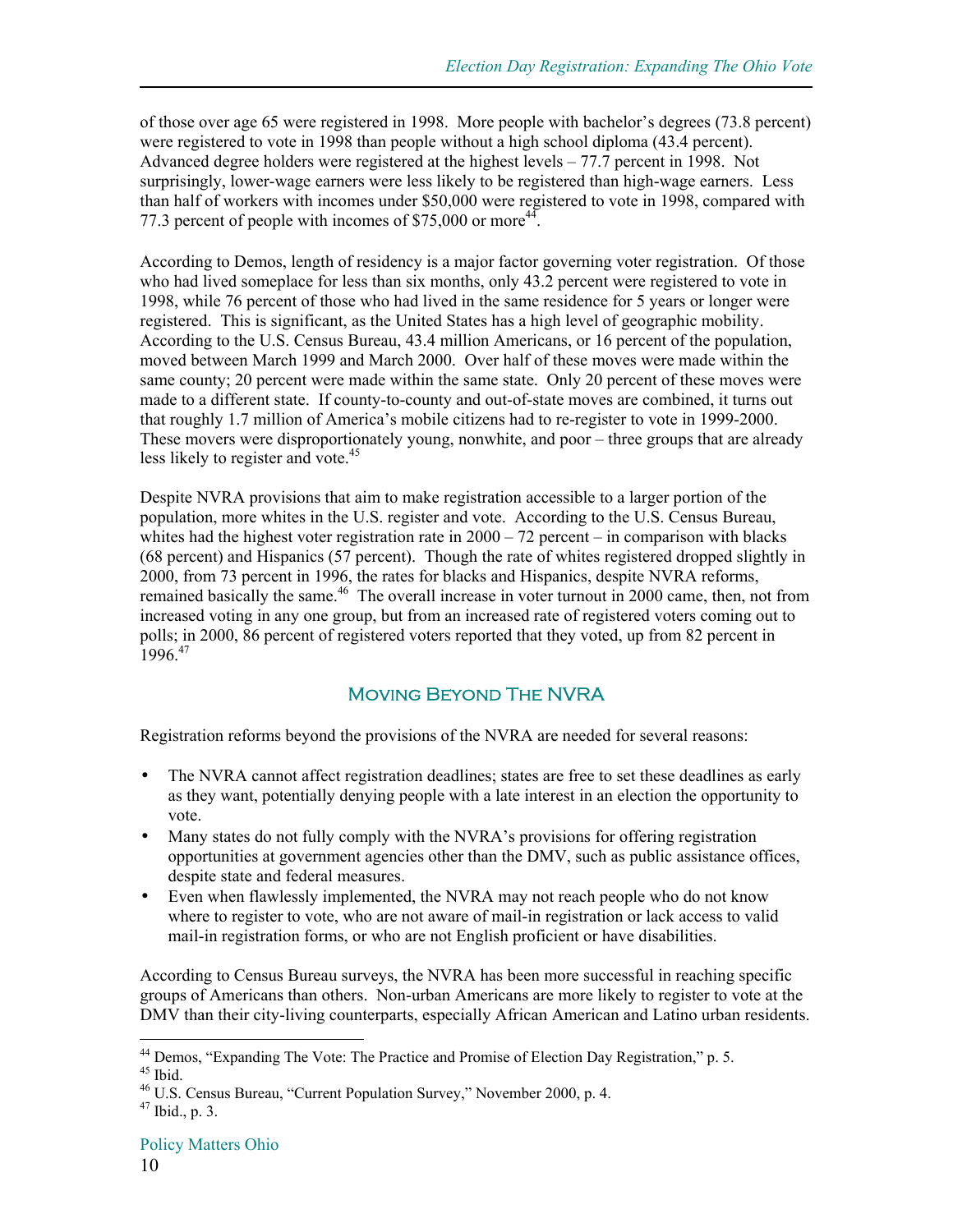of those over age 65 were registered in 1998. More people with bachelor's degrees (73.8 percent) were registered to vote in 1998 than people without a high school diploma (43.4 percent). Advanced degree holders were registered at the highest levels – 77.7 percent in 1998. Not surprisingly, lower-wage earners were less likely to be registered than high-wage earners. Less than half of workers with incomes under $50,000 were registered to vote in 1998, compared with 77.3 percent of people with incomes of $75,000 or more[44].

According to Demos, length of residency is a major factor governing voter registration. Of those who had lived someplace for less than six months, only 43.2 percent were registered to vote in 1998, while 76 percent of those who had lived in the same residence for 5 years or longer were registered. This is significant, as the United States has a high level of geographic mobility. According to the U.S. Census Bureau, 43.4 million Americans, or 16 percent of the population, moved between March 1999 and March 2000. Over half of these moves were made within the same county; 20 percent were made within the same state. Only 20 percent of these moves were made to a different state. If county-to-county and out-of-state moves are combined, it turns out that roughly 1.7 million of America's mobile citizens had to re-register to vote in 1999-2000. These movers were disproportionately young, nonwhite, and poor – three groups that are already less likely to register and vote.[45]

Despite NVRA provisions that aim to make registration accessible to a larger portion of the population, more whites in the U.S. register and vote. According to the U.S. Census Bureau, whites had the highest voter registration rate in 2000 – 72 percent – in comparison with blacks (68 percent) and Hispanics (57 percent). Though the rate of whites registered dropped slightly in 2000, from 73 percent in 1996, the rates for blacks and Hispanics, despite NVRA reforms, remained basically the same.[46] The overall increase in voter turnout in 2000 came, then, not from increased voting in any one group, but from an increased rate of registered voters coming out to polls; in 2000, 86 percent of registered voters reported that they voted, up from 82 percent in 1996.[47]

## Moving Beyond The NVRA

Registration reforms beyond the provisions of the NVRA are needed for several reasons:

- The NVRA cannot affect registration deadlines; states are free to set these deadlines as early as they want, potentially denying people with a late interest in an election the opportunity to vote.
- Many states do not fully comply with the NVRA's provisions for offering registration opportunities at government agencies other than the DMV, such as public assistance offices, despite state and federal measures.
- Even when flawlessly implemented, the NVRA may not reach people who do not know where to register to vote, who are not aware of mail-in registration or lack access to valid mail-in registration forms, or who are not English proficient or have disabilities.

According to Census Bureau surveys, the NVRA has been more successful in reaching specific groups of Americans than others. Non-urban Americans are more likely to register to vote at the DMV than their city-living counterparts, especially African American and Latino urban residents.

---

[44] Demos, "Expanding The Vote: The Practice and Promise of Election Day Registration," p. 5.
[45] Ibid.
[46] U.S. Census Bureau, "Current Population Survey," November 2000, p. 4.
[47] Ibid., p. 3.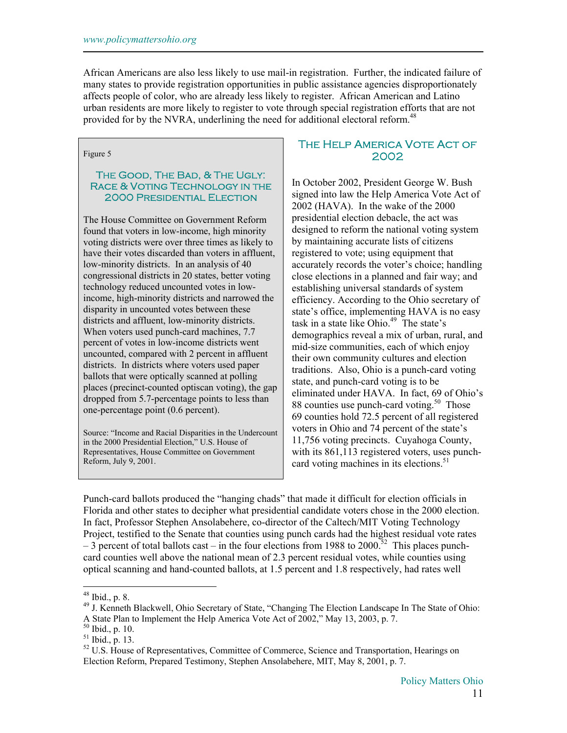African Americans are also less likely to use mail-in registration. Further, the indicated failure of many states to provide registration opportunities in public assistance agencies disproportionately affects people of color, who are already less likely to register. African American and Latino urban residents are more likely to register to vote through special registration efforts that are not provided for by the NVRA, underlining the need for additional electoral reform.[48]

Figure 5

### The Good, The Bad, & The Ugly: Race & Voting Technology in the 2000 Presidential Election

The House Committee on Government Reform found that voters in low-income, high minority voting districts were over three times as likely to have their votes discarded than voters in affluent, low-minority districts. In an analysis of 40 congressional districts in 20 states, better voting technology reduced uncounted votes in low-income, high-minority districts and narrowed the disparity in uncounted votes between these districts and affluent, low-minority districts. When voters used punch-card machines, 7.7 percent of votes in low-income districts went uncounted, compared with 2 percent in affluent districts. In districts where voters used paper ballots that were optically scanned at polling places (precinct-counted optiscan voting), the gap dropped from 5.7-percentage points to less than one-percentage point (0.6 percent).

Source: "Income and Racial Disparities in the Undercount in the 2000 Presidential Election," U.S. House of Representatives, House Committee on Government Reform, July 9, 2001.

## The Help America Vote Act of 2002

In October 2002, President George W. Bush signed into law the Help America Vote Act of 2002 (HAVA). In the wake of the 2000 presidential election debacle, the act was designed to reform the national voting system by maintaining accurate lists of citizens registered to vote; using equipment that accurately records the voter's choice; handling close elections in a planned and fair way; and establishing universal standards of system efficiency. According to the Ohio secretary of state's office, implementing HAVA is no easy task in a state like Ohio.[49] The state's demographics reveal a mix of urban, rural, and mid-size communities, each of which enjoy their own community cultures and election traditions. Also, Ohio is a punch-card voting state, and punch-card voting is to be eliminated under HAVA. In fact, 69 of Ohio's 88 counties use punch-card voting.[50] Those 69 counties hold 72.5 percent of all registered voters in Ohio and 74 percent of the state's 11,756 voting precincts. Cuyahoga County, with its 861,113 registered voters, uses punch-card voting machines in its elections.[51]

Punch-card ballots produced the "hanging chads" that made it difficult for election officials in Florida and other states to decipher what presidential candidate voters chose in the 2000 election. In fact, Professor Stephen Ansolabehere, co-director of the Caltech/MIT Voting Technology Project, testified to the Senate that counties using punch cards had the highest residual vote rates – 3 percent of total ballots cast – in the four elections from 1988 to 2000.[52] This places punch-card counties well above the national mean of 2.3 percent residual votes, while counties using optical scanning and hand-counted ballots, at 1.5 percent and 1.8 respectively, had rates well

---

[48] Ibid., p. 8.

[49] J. Kenneth Blackwell, Ohio Secretary of State, "Changing The Election Landscape In The State of Ohio: A State Plan to Implement the Help America Vote Act of 2002," May 13, 2003, p. 7.

[50] Ibid., p. 10.

[51] Ibid., p. 13.

[52] U.S. House of Representatives, Committee of Commerce, Science and Transportation, Hearings on Election Reform, Prepared Testimony, Stephen Ansolabehere, MIT, May 8, 2001, p. 7.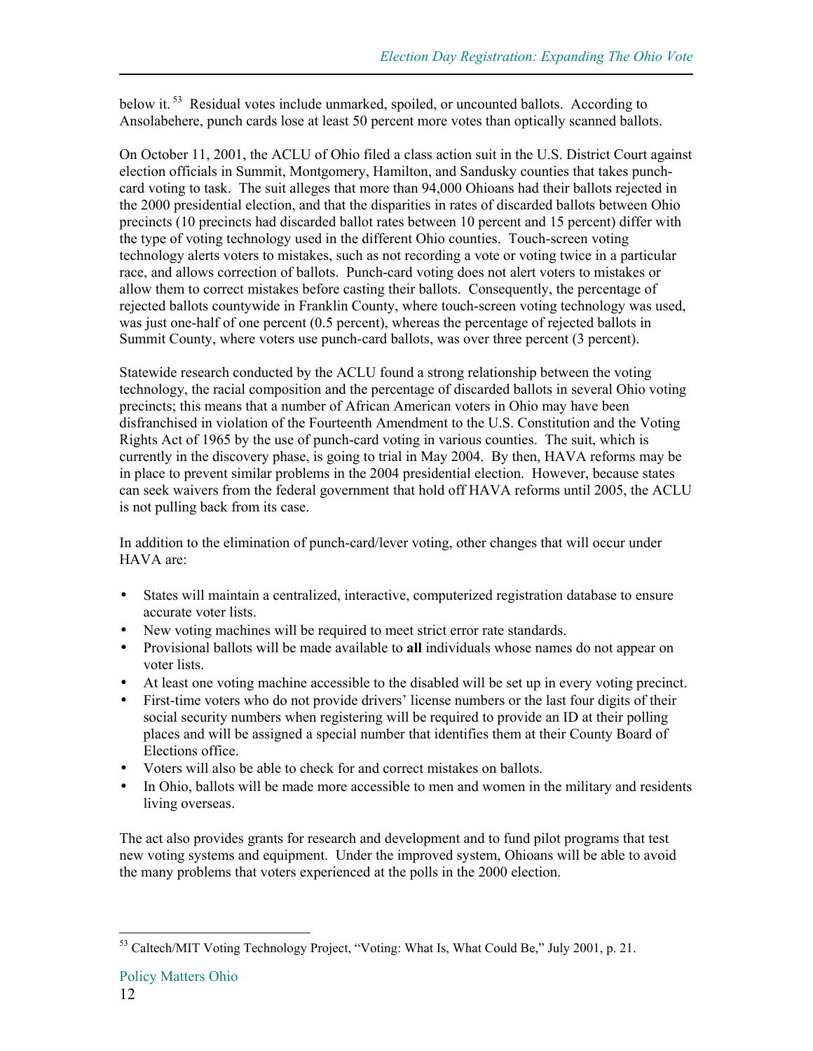below it.[53] Residual votes include unmarked, spoiled, or uncounted ballots. According to Ansolabehere, punch cards lose at least 50 percent more votes than optically scanned ballots.

On October 11, 2001, the ACLU of Ohio filed a class action suit in the U.S. District Court against election officials in Summit, Montgomery, Hamilton, and Sandusky counties that takes punch-card voting to task. The suit alleges that more than 94,000 Ohioans had their ballots rejected in the 2000 presidential election, and that the disparities in rates of discarded ballots between Ohio precincts (10 precincts had discarded ballot rates between 10 percent and 15 percent) differ with the type of voting technology used in the different Ohio counties. Touch-screen voting technology alerts voters to mistakes, such as not recording a vote or voting twice in a particular race, and allows correction of ballots. Punch-card voting does not alert voters to mistakes or allow them to correct mistakes before casting their ballots. Consequently, the percentage of rejected ballots countywide in Franklin County, where touch-screen voting technology was used, was just one-half of one percent (0.5 percent), whereas the percentage of rejected ballots in Summit County, where voters use punch-card ballots, was over three percent (3 percent).

Statewide research conducted by the ACLU found a strong relationship between the voting technology, the racial composition and the percentage of discarded ballots in several Ohio voting precincts; this means that a number of African American voters in Ohio may have been disfranchised in violation of the Fourteenth Amendment to the U.S. Constitution and the Voting Rights Act of 1965 by the use of punch-card voting in various counties. The suit, which is currently in the discovery phase, is going to trial in May 2004. By then, HAVA reforms may be in place to prevent similar problems in the 2004 presidential election. However, because states can seek waivers from the federal government that hold off HAVA reforms until 2005, the ACLU is not pulling back from its case.

In addition to the elimination of punch-card/lever voting, other changes that will occur under HAVA are:

- States will maintain a centralized, interactive, computerized registration database to ensure accurate voter lists.
- New voting machines will be required to meet strict error rate standards.
- Provisional ballots will be made available to **all** individuals whose names do not appear on voter lists.
- At least one voting machine accessible to the disabled will be set up in every voting precinct.
- First-time voters who do not provide drivers' license numbers or the last four digits of their social security numbers when registering will be required to provide an ID at their polling places and will be assigned a special number that identifies them at their County Board of Elections office.
- Voters will also be able to check for and correct mistakes on ballots.
- In Ohio, ballots will be made more accessible to men and women in the military and residents living overseas.

The act also provides grants for research and development and to fund pilot programs that test new voting systems and equipment. Under the improved system, Ohioans will be able to avoid the many problems that voters experienced at the polls in the 2000 election.

[53] Caltech/MIT Voting Technology Project, "Voting: What Is, What Could Be," July 2001, p. 21.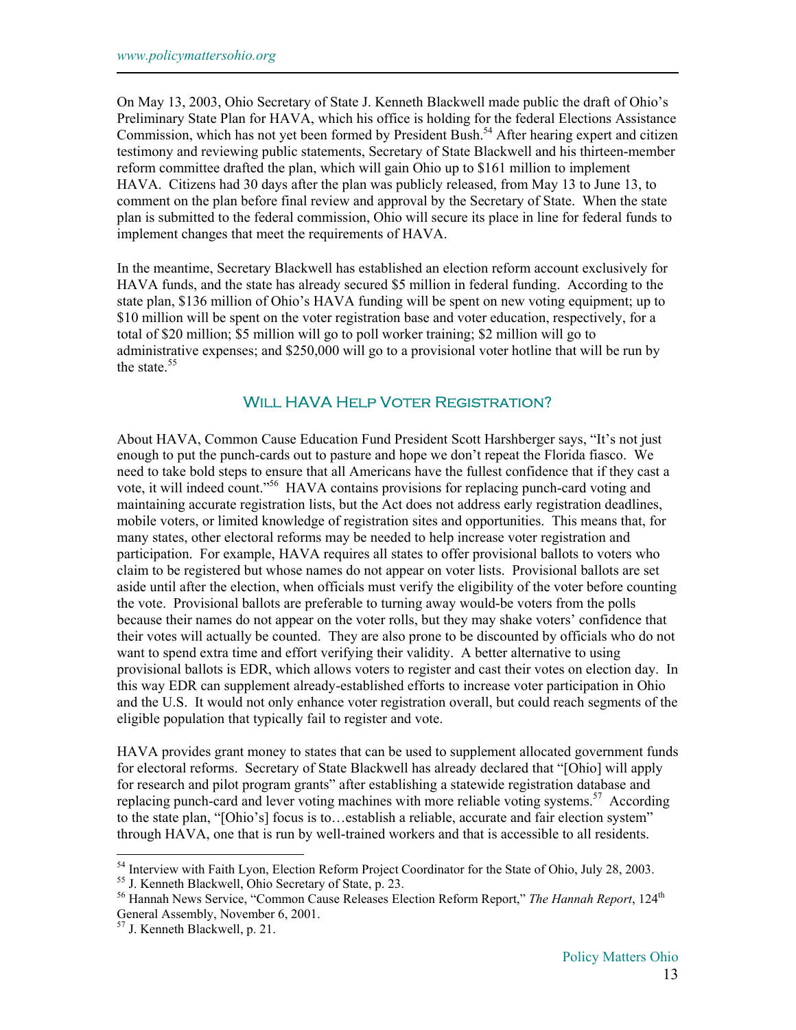On May 13, 2003, Ohio Secretary of State J. Kenneth Blackwell made public the draft of Ohio's Preliminary State Plan for HAVA, which his office is holding for the federal Elections Assistance Commission, which has not yet been formed by President Bush.[54] After hearing expert and citizen testimony and reviewing public statements, Secretary of State Blackwell and his thirteen-member reform committee drafted the plan, which will gain Ohio up to $161 million to implement HAVA. Citizens had 30 days after the plan was publicly released, from May 13 to June 13, to comment on the plan before final review and approval by the Secretary of State. When the state plan is submitted to the federal commission, Ohio will secure its place in line for federal funds to implement changes that meet the requirements of HAVA.

In the meantime, Secretary Blackwell has established an election reform account exclusively for HAVA funds, and the state has already secured $5 million in federal funding. According to the state plan, $136 million of Ohio's HAVA funding will be spent on new voting equipment; up to $10 million will be spent on the voter registration base and voter education, respectively, for a total of $20 million; $5 million will go to poll worker training; $2 million will go to administrative expenses; and $250,000 will go to a provisional voter hotline that will be run by the state.[55]

## Will HAVA Help Voter Registration?

About HAVA, Common Cause Education Fund President Scott Harshberger says, "It's not just enough to put the punch-cards out to pasture and hope we don't repeat the Florida fiasco. We need to take bold steps to ensure that all Americans have the fullest confidence that if they cast a vote, it will indeed count."[56] HAVA contains provisions for replacing punch-card voting and maintaining accurate registration lists, but the Act does not address early registration deadlines, mobile voters, or limited knowledge of registration sites and opportunities. This means that, for many states, other electoral reforms may be needed to help increase voter registration and participation. For example, HAVA requires all states to offer provisional ballots to voters who claim to be registered but whose names do not appear on voter lists. Provisional ballots are set aside until after the election, when officials must verify the eligibility of the voter before counting the vote. Provisional ballots are preferable to turning away would-be voters from the polls because their names do not appear on the voter rolls, but they may shake voters' confidence that their votes will actually be counted. They are also prone to be discounted by officials who do not want to spend extra time and effort verifying their validity. A better alternative to using provisional ballots is EDR, which allows voters to register and cast their votes on election day. In this way EDR can supplement already-established efforts to increase voter participation in Ohio and the U.S. It would not only enhance voter registration overall, but could reach segments of the eligible population that typically fail to register and vote.

HAVA provides grant money to states that can be used to supplement allocated government funds for electoral reforms. Secretary of State Blackwell has already declared that "[Ohio] will apply for research and pilot program grants" after establishing a statewide registration database and replacing punch-card and lever voting machines with more reliable voting systems.[57] According to the state plan, "[Ohio's] focus is to…establish a reliable, accurate and fair election system" through HAVA, one that is run by well-trained workers and that is accessible to all residents.

---

[54] Interview with Faith Lyon, Election Reform Project Coordinator for the State of Ohio, July 28, 2003.

[55] J. Kenneth Blackwell, Ohio Secretary of State, p. 23.

[56] Hannah News Service, "Common Cause Releases Election Reform Report," *The Hannah Report*, 124th General Assembly, November 6, 2001.

[57] J. Kenneth Blackwell, p. 21.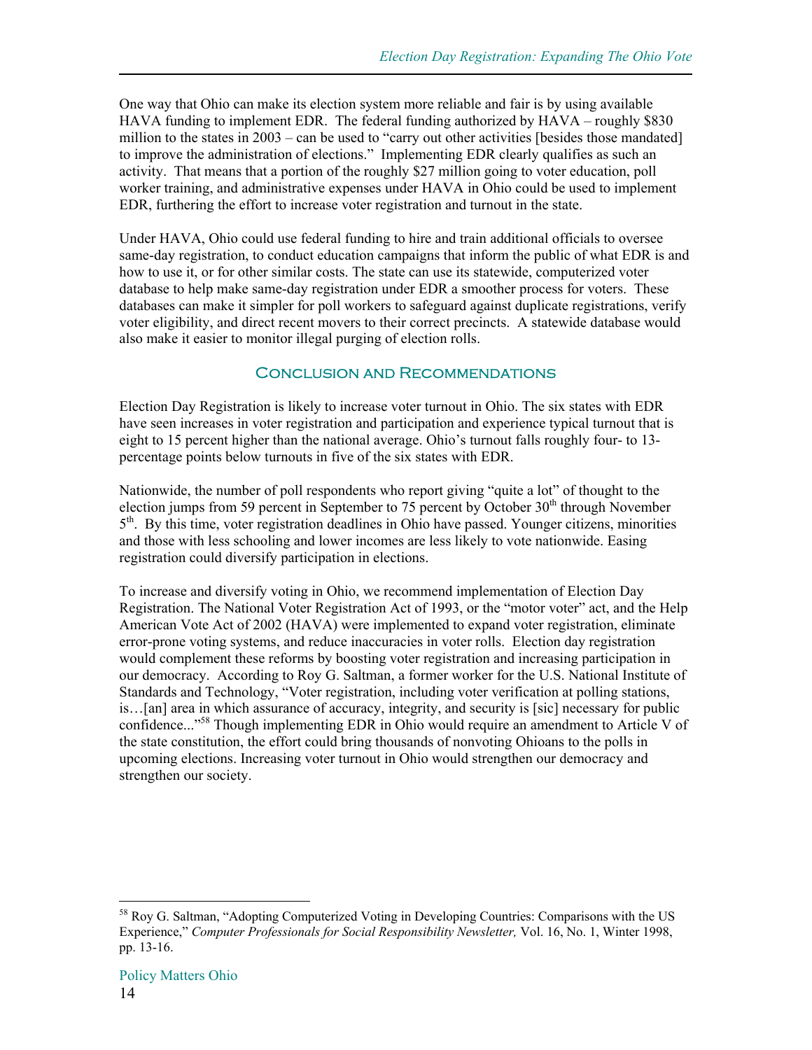One way that Ohio can make its election system more reliable and fair is by using available HAVA funding to implement EDR. The federal funding authorized by HAVA – roughly $830 million to the states in 2003 – can be used to "carry out other activities [besides those mandated] to improve the administration of elections." Implementing EDR clearly qualifies as such an activity. That means that a portion of the roughly $27 million going to voter education, poll worker training, and administrative expenses under HAVA in Ohio could be used to implement EDR, furthering the effort to increase voter registration and turnout in the state.

Under HAVA, Ohio could use federal funding to hire and train additional officials to oversee same-day registration, to conduct education campaigns that inform the public of what EDR is and how to use it, or for other similar costs. The state can use its statewide, computerized voter database to help make same-day registration under EDR a smoother process for voters. These databases can make it simpler for poll workers to safeguard against duplicate registrations, verify voter eligibility, and direct recent movers to their correct precincts. A statewide database would also make it easier to monitor illegal purging of election rolls.

## Conclusion and Recommendations

Election Day Registration is likely to increase voter turnout in Ohio. The six states with EDR have seen increases in voter registration and participation and experience typical turnout that is eight to 15 percent higher than the national average. Ohio's turnout falls roughly four- to 13-percentage points below turnouts in five of the six states with EDR.

Nationwide, the number of poll respondents who report giving "quite a lot" of thought to the election jumps from 59 percent in September to 75 percent by October 30th through November 5th. By this time, voter registration deadlines in Ohio have passed. Younger citizens, minorities and those with less schooling and lower incomes are less likely to vote nationwide. Easing registration could diversify participation in elections.

To increase and diversify voting in Ohio, we recommend implementation of Election Day Registration. The National Voter Registration Act of 1993, or the "motor voter" act, and the Help American Vote Act of 2002 (HAVA) were implemented to expand voter registration, eliminate error-prone voting systems, and reduce inaccuracies in voter rolls. Election day registration would complement these reforms by boosting voter registration and increasing participation in our democracy. According to Roy G. Saltman, a former worker for the U.S. National Institute of Standards and Technology, "Voter registration, including voter verification at polling stations, is…[an] area in which assurance of accuracy, integrity, and security is [sic] necessary for public confidence..."[58] Though implementing EDR in Ohio would require an amendment to Article V of the state constitution, the effort could bring thousands of nonvoting Ohioans to the polls in upcoming elections. Increasing voter turnout in Ohio would strengthen our democracy and strengthen our society.

---

[58] Roy G. Saltman, "Adopting Computerized Voting in Developing Countries: Comparisons with the US Experience," *Computer Professionals for Social Responsibility Newsletter,* Vol. 16, No. 1, Winter 1998, pp. 13-16.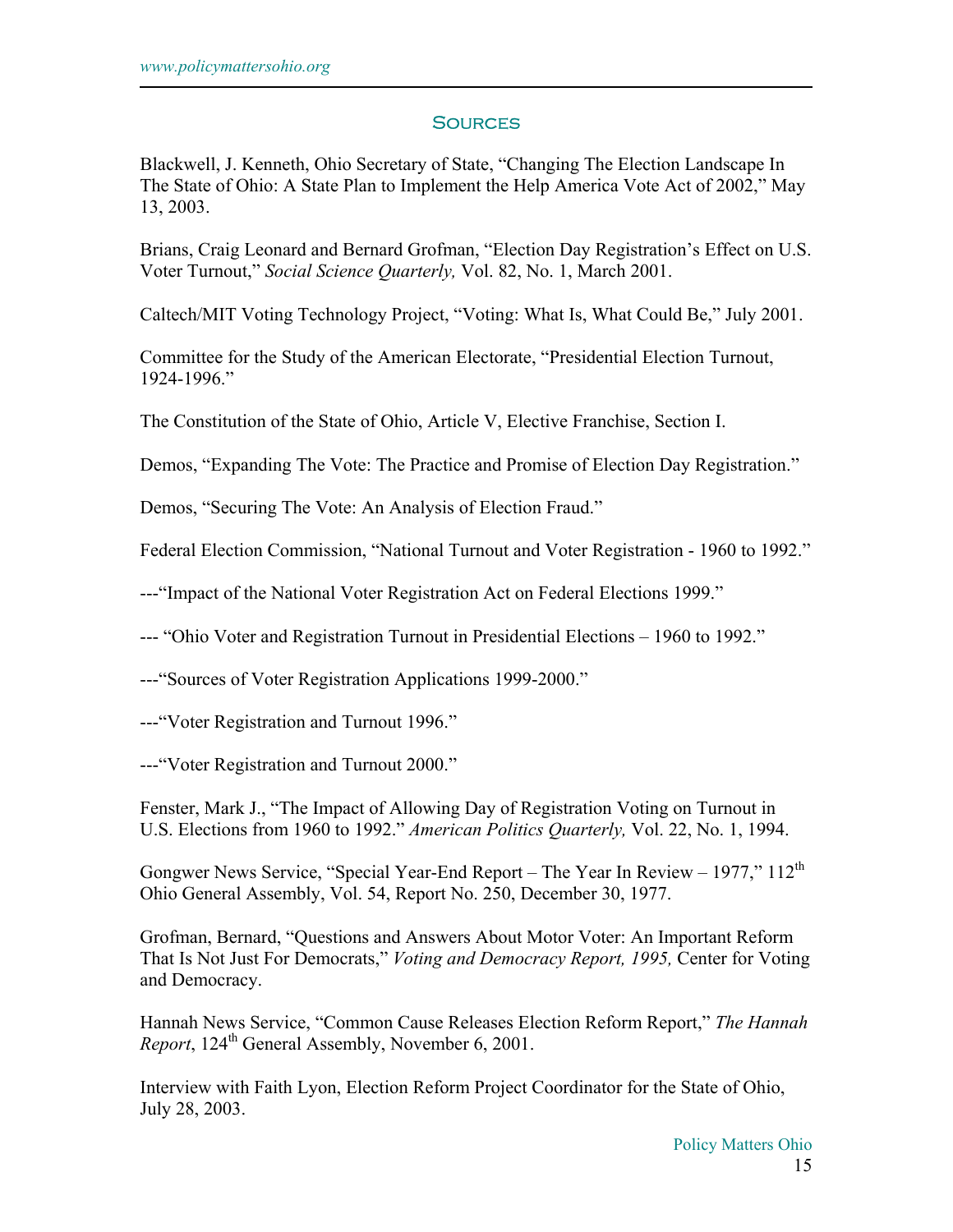## Sources

Blackwell, J. Kenneth, Ohio Secretary of State, "Changing The Election Landscape In The State of Ohio: A State Plan to Implement the Help America Vote Act of 2002," May 13, 2003.

Brians, Craig Leonard and Bernard Grofman, "Election Day Registration's Effect on U.S. Voter Turnout," *Social Science Quarterly,* Vol. 82, No. 1, March 2001.

Caltech/MIT Voting Technology Project, "Voting: What Is, What Could Be," July 2001.

Committee for the Study of the American Electorate, "Presidential Election Turnout, 1924-1996."

The Constitution of the State of Ohio, Article V, Elective Franchise, Section I.

Demos, "Expanding The Vote: The Practice and Promise of Election Day Registration."

Demos, "Securing The Vote: An Analysis of Election Fraud."

Federal Election Commission, "National Turnout and Voter Registration - 1960 to 1992."

---"Impact of the National Voter Registration Act on Federal Elections 1999."

--- "Ohio Voter and Registration Turnout in Presidential Elections – 1960 to 1992."

---"Sources of Voter Registration Applications 1999-2000."

---"Voter Registration and Turnout 1996."

---"Voter Registration and Turnout 2000."

Fenster, Mark J., "The Impact of Allowing Day of Registration Voting on Turnout in U.S. Elections from 1960 to 1992." *American Politics Quarterly,* Vol. 22, No. 1, 1994.

Gongwer News Service, "Special Year-End Report – The Year In Review – 1977," 112th Ohio General Assembly, Vol. 54, Report No. 250, December 30, 1977.

Grofman, Bernard, "Questions and Answers About Motor Voter: An Important Reform That Is Not Just For Democrats," *Voting and Democracy Report, 1995,* Center for Voting and Democracy.

Hannah News Service, "Common Cause Releases Election Reform Report," *The Hannah Report*, 124th General Assembly, November 6, 2001.

Interview with Faith Lyon, Election Reform Project Coordinator for the State of Ohio, July 28, 2003.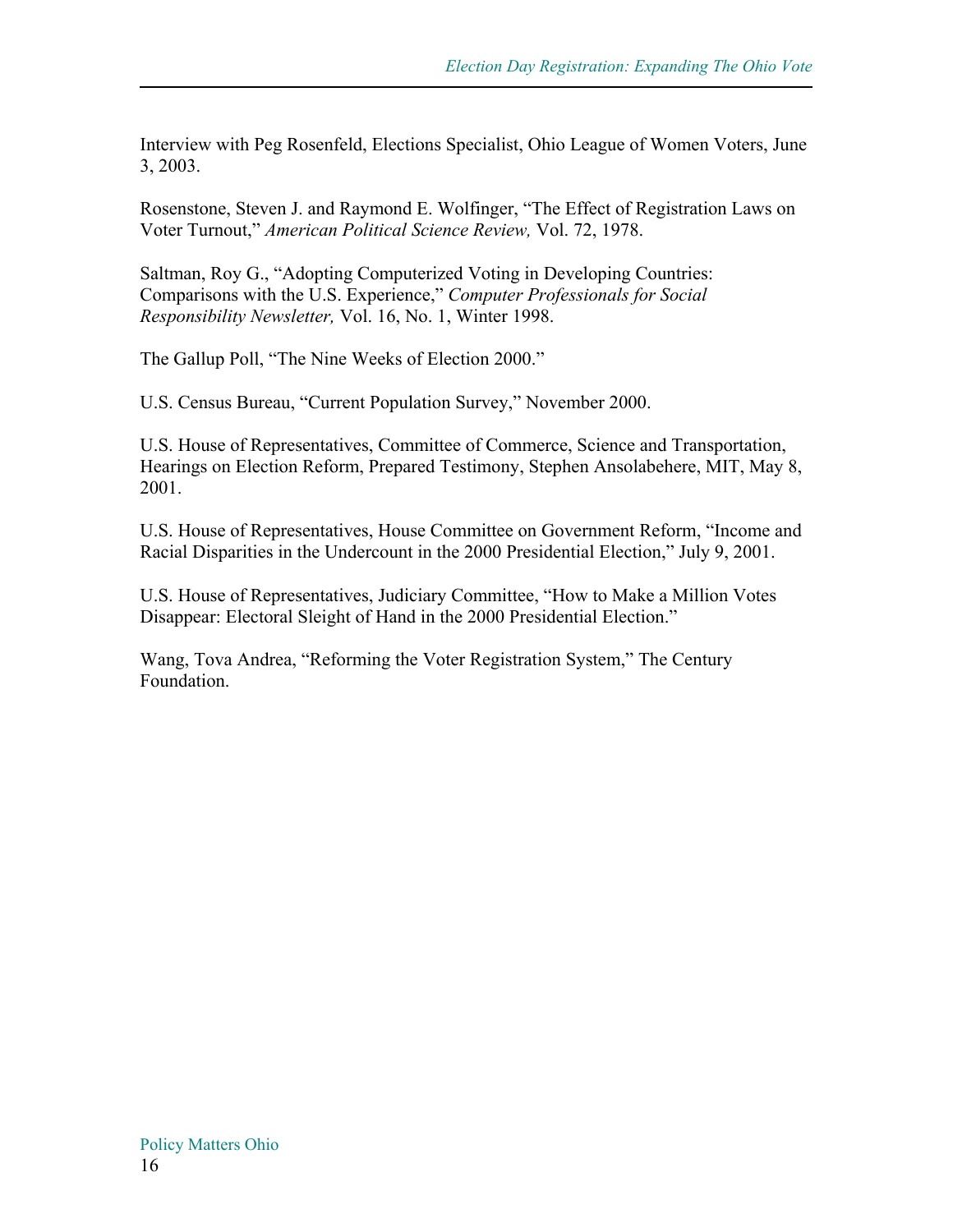Interview with Peg Rosenfeld, Elections Specialist, Ohio League of Women Voters, June 3, 2003.

Rosenstone, Steven J. and Raymond E. Wolfinger, "The Effect of Registration Laws on Voter Turnout," *American Political Science Review,* Vol. 72, 1978.

Saltman, Roy G., "Adopting Computerized Voting in Developing Countries: Comparisons with the U.S. Experience," *Computer Professionals for Social Responsibility Newsletter,* Vol. 16, No. 1, Winter 1998.

The Gallup Poll, "The Nine Weeks of Election 2000."

U.S. Census Bureau, "Current Population Survey," November 2000.

U.S. House of Representatives, Committee of Commerce, Science and Transportation, Hearings on Election Reform, Prepared Testimony, Stephen Ansolabehere, MIT, May 8, 2001.

U.S. House of Representatives, House Committee on Government Reform, "Income and Racial Disparities in the Undercount in the 2000 Presidential Election," July 9, 2001.

U.S. House of Representatives, Judiciary Committee, "How to Make a Million Votes Disappear: Electoral Sleight of Hand in the 2000 Presidential Election."

Wang, Tova Andrea, "Reforming the Voter Registration System," The Century Foundation.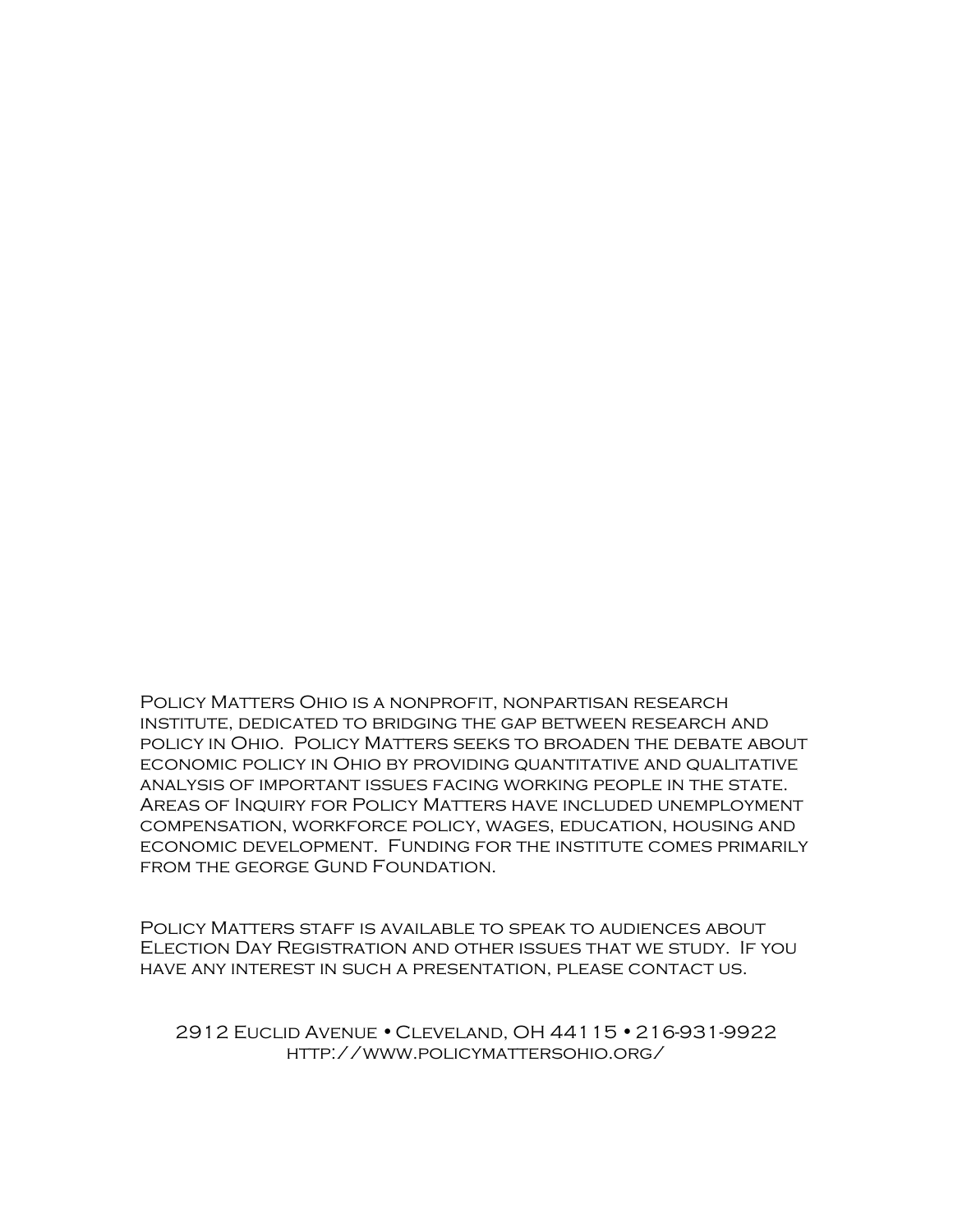Policy Matters Ohio is a nonprofit, nonpartisan research institute, dedicated to bridging the gap between research and policy in Ohio. Policy Matters seeks to broaden the debate about economic policy in Ohio by providing quantitative and qualitative analysis of important issues facing working people in the state. Areas of Inquiry for Policy Matters have included unemployment compensation, workforce policy, wages, education, housing and economic development. Funding for the institute comes primarily from the george Gund Foundation.

Policy Matters staff is available to speak to audiences about Election Day Registration and other issues that we study. If you have any interest in such a presentation, please contact us.

2912 Euclid Avenue • Cleveland, OH 44115 • 216-931-9922
http://www.policymattersohio.org/